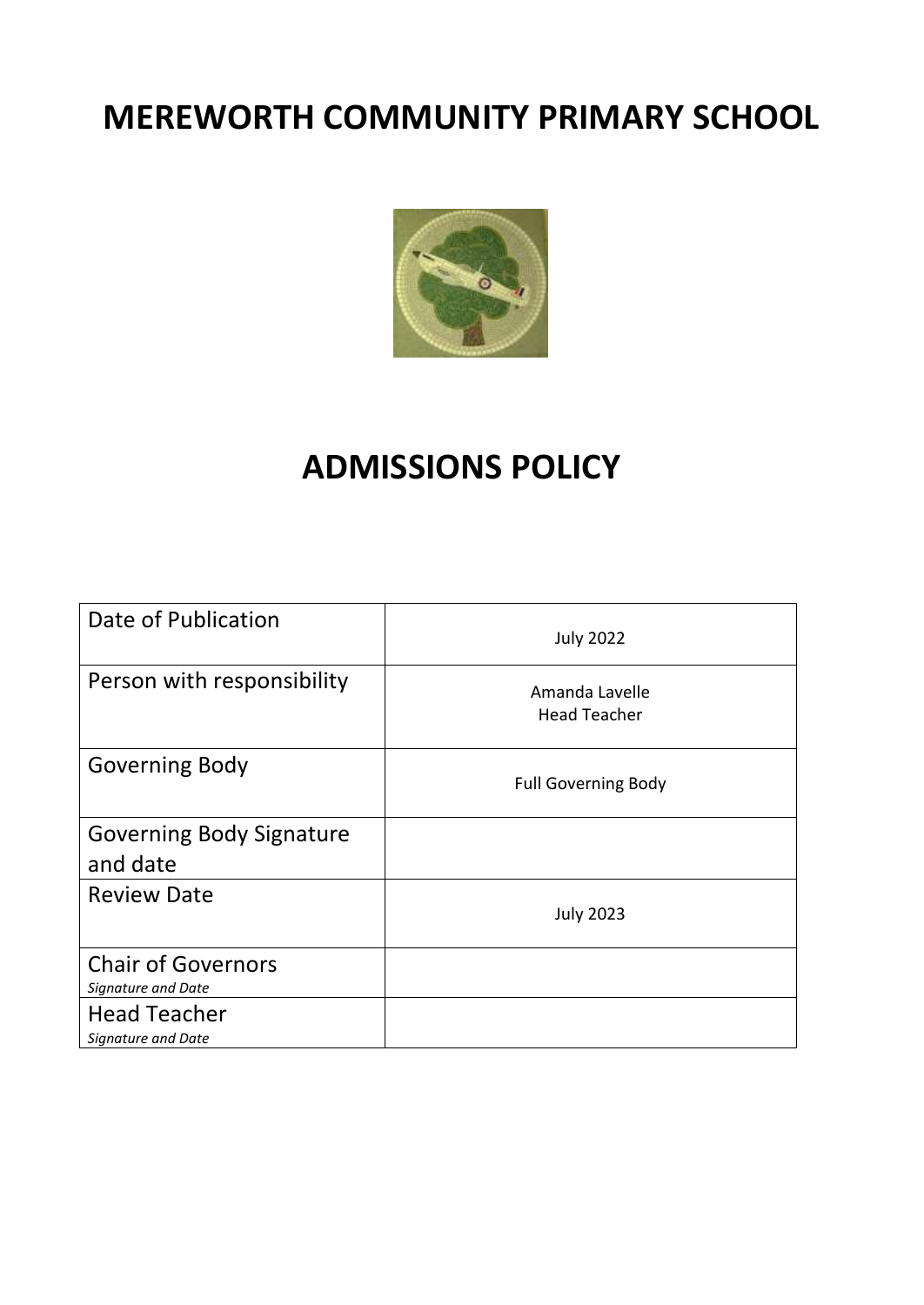# MEREWORTH COMMUNITY PRIMARY SCHOOL

# ADMISSIONS POLICY

| | |
|---|---|
| Date of Publication | July 2022 |
| Person with responsibility | Amanda Lavelle<br>Head Teacher |
| Governing Body | Full Governing Body |
| Governing Body Signature and date | |
| Review Date | July 2023 |
| Chair of Governors<br>*Signature and Date* | |
| Head Teacher<br>*Signature and Date* | |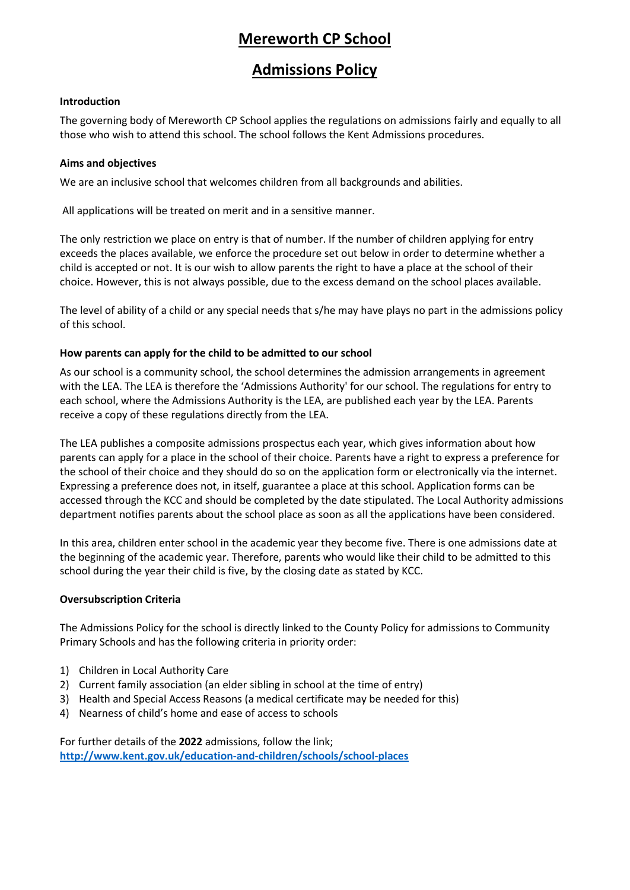# Mereworth CP School

# Admissions Policy

**Introduction**

The governing body of Mereworth CP School applies the regulations on admissions fairly and equally to all those who wish to attend this school. The school follows the Kent Admissions procedures.

**Aims and objectives**

We are an inclusive school that welcomes children from all backgrounds and abilities.

All applications will be treated on merit and in a sensitive manner.

The only restriction we place on entry is that of number. If the number of children applying for entry exceeds the places available, we enforce the procedure set out below in order to determine whether a child is accepted or not. It is our wish to allow parents the right to have a place at the school of their choice. However, this is not always possible, due to the excess demand on the school places available.

The level of ability of a child or any special needs that s/he may have plays no part in the admissions policy of this school.

**How parents can apply for the child to be admitted to our school**

As our school is a community school, the school determines the admission arrangements in agreement with the LEA. The LEA is therefore the 'Admissions Authority' for our school. The regulations for entry to each school, where the Admissions Authority is the LEA, are published each year by the LEA. Parents receive a copy of these regulations directly from the LEA.

The LEA publishes a composite admissions prospectus each year, which gives information about how parents can apply for a place in the school of their choice. Parents have a right to express a preference for the school of their choice and they should do so on the application form or electronically via the internet. Expressing a preference does not, in itself, guarantee a place at this school. Application forms can be accessed through the KCC and should be completed by the date stipulated. The Local Authority admissions department notifies parents about the school place as soon as all the applications have been considered.

In this area, children enter school in the academic year they become five. There is one admissions date at the beginning of the academic year. Therefore, parents who would like their child to be admitted to this school during the year their child is five, by the closing date as stated by KCC.

**Oversubscription Criteria**

The Admissions Policy for the school is directly linked to the County Policy for admissions to Community Primary Schools and has the following criteria in priority order:

1) Children in Local Authority Care
2) Current family association (an elder sibling in school at the time of entry)
3) Health and Special Access Reasons (a medical certificate may be needed for this)
4) Nearness of child's home and ease of access to schools

For further details of the **2022** admissions, follow the link;
**[http://www.kent.gov.uk/education-and-children/schools/school-places](http://www.kent.gov.uk/education-and-children/schools/school-places)**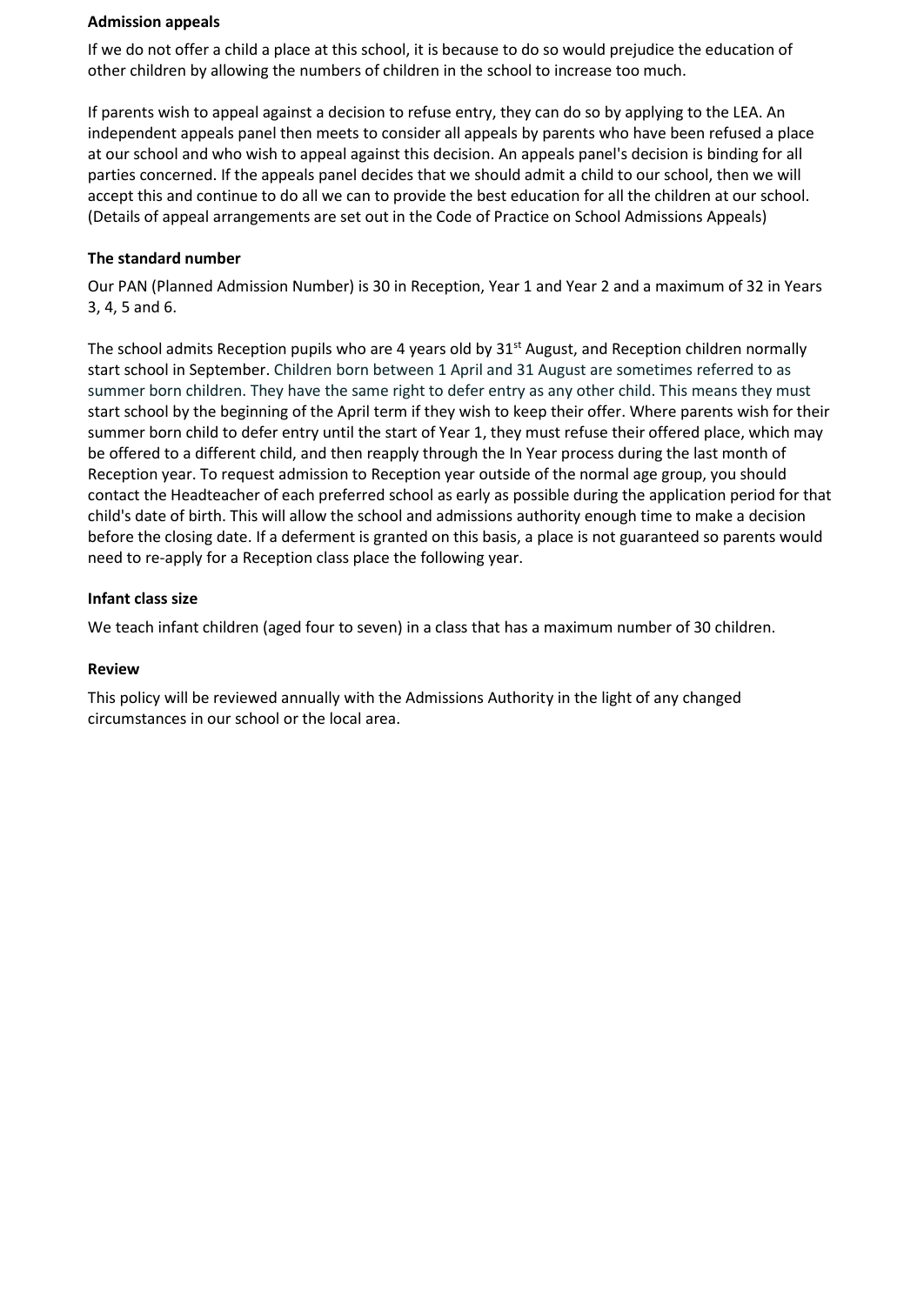**Admission appeals**

If we do not offer a child a place at this school, it is because to do so would prejudice the education of other children by allowing the numbers of children in the school to increase too much.

If parents wish to appeal against a decision to refuse entry, they can do so by applying to the LEA. An independent appeals panel then meets to consider all appeals by parents who have been refused a place at our school and who wish to appeal against this decision. An appeals panel's decision is binding for all parties concerned. If the appeals panel decides that we should admit a child to our school, then we will accept this and continue to do all we can to provide the best education for all the children at our school. (Details of appeal arrangements are set out in the Code of Practice on School Admissions Appeals)

**The standard number**

Our PAN (Planned Admission Number) is 30 in Reception, Year 1 and Year 2 and a maximum of 32 in Years 3, 4, 5 and 6.

The school admits Reception pupils who are 4 years old by 31st August, and Reception children normally start school in September. Children born between 1 April and 31 August are sometimes referred to as summer born children. They have the same right to defer entry as any other child. This means they must start school by the beginning of the April term if they wish to keep their offer. Where parents wish for their summer born child to defer entry until the start of Year 1, they must refuse their offered place, which may be offered to a different child, and then reapply through the In Year process during the last month of Reception year. To request admission to Reception year outside of the normal age group, you should contact the Headteacher of each preferred school as early as possible during the application period for that child's date of birth. This will allow the school and admissions authority enough time to make a decision before the closing date. If a deferment is granted on this basis, a place is not guaranteed so parents would need to re-apply for a Reception class place the following year.

**Infant class size**

We teach infant children (aged four to seven) in a class that has a maximum number of 30 children.

**Review**

This policy will be reviewed annually with the Admissions Authority in the light of any changed circumstances in our school or the local area.